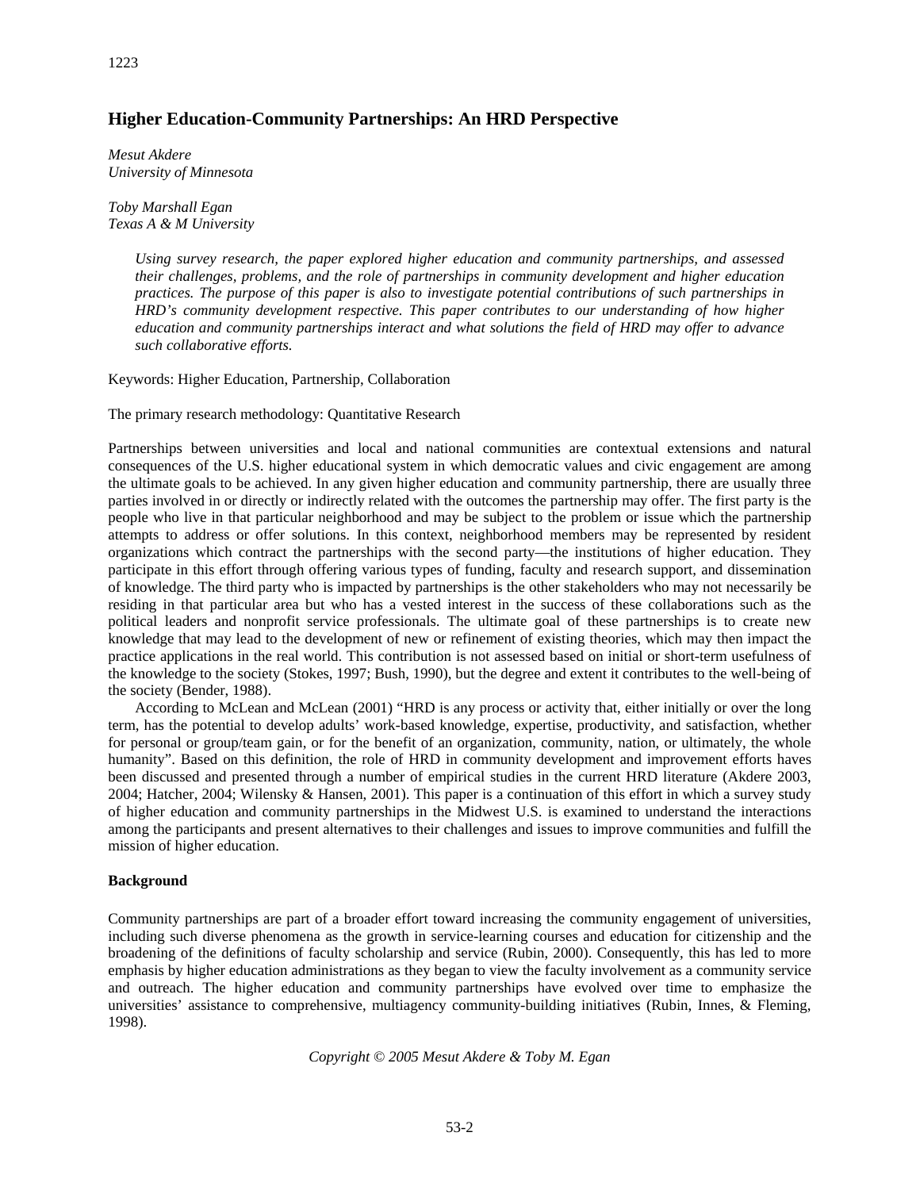# Higher Education-Community Partnerships: An HRD Perspective

*Mesut Akdere*
*University of Minnesota*

*Toby Marshall Egan*
*Texas A & M University*

*Using survey research, the paper explored higher education and community partnerships, and assessed their challenges, problems, and the role of partnerships in community development and higher education practices. The purpose of this paper is also to investigate potential contributions of such partnerships in HRD's community development respective. This paper contributes to our understanding of how higher education and community partnerships interact and what solutions the field of HRD may offer to advance such collaborative efforts.*

Keywords: Higher Education, Partnership, Collaboration

The primary research methodology: Quantitative Research

Partnerships between universities and local and national communities are contextual extensions and natural consequences of the U.S. higher educational system in which democratic values and civic engagement are among the ultimate goals to be achieved. In any given higher education and community partnership, there are usually three parties involved in or directly or indirectly related with the outcomes the partnership may offer. The first party is the people who live in that particular neighborhood and may be subject to the problem or issue which the partnership attempts to address or offer solutions. In this context, neighborhood members may be represented by resident organizations which contract the partnerships with the second party—the institutions of higher education. They participate in this effort through offering various types of funding, faculty and research support, and dissemination of knowledge. The third party who is impacted by partnerships is the other stakeholders who may not necessarily be residing in that particular area but who has a vested interest in the success of these collaborations such as the political leaders and nonprofit service professionals. The ultimate goal of these partnerships is to create new knowledge that may lead to the development of new or refinement of existing theories, which may then impact the practice applications in the real world. This contribution is not assessed based on initial or short-term usefulness of the knowledge to the society (Stokes, 1997; Bush, 1990), but the degree and extent it contributes to the well-being of the society (Bender, 1988).

According to McLean and McLean (2001) "HRD is any process or activity that, either initially or over the long term, has the potential to develop adults' work-based knowledge, expertise, productivity, and satisfaction, whether for personal or group/team gain, or for the benefit of an organization, community, nation, or ultimately, the whole humanity". Based on this definition, the role of HRD in community development and improvement efforts haves been discussed and presented through a number of empirical studies in the current HRD literature (Akdere 2003, 2004; Hatcher, 2004; Wilensky & Hansen, 2001). This paper is a continuation of this effort in which a survey study of higher education and community partnerships in the Midwest U.S. is examined to understand the interactions among the participants and present alternatives to their challenges and issues to improve communities and fulfill the mission of higher education.

## Background

Community partnerships are part of a broader effort toward increasing the community engagement of universities, including such diverse phenomena as the growth in service-learning courses and education for citizenship and the broadening of the definitions of faculty scholarship and service (Rubin, 2000). Consequently, this has led to more emphasis by higher education administrations as they began to view the faculty involvement as a community service and outreach. The higher education and community partnerships have evolved over time to emphasize the universities' assistance to comprehensive, multiagency community-building initiatives (Rubin, Innes, & Fleming, 1998).

*Copyright © 2005 Mesut Akdere & Toby M. Egan*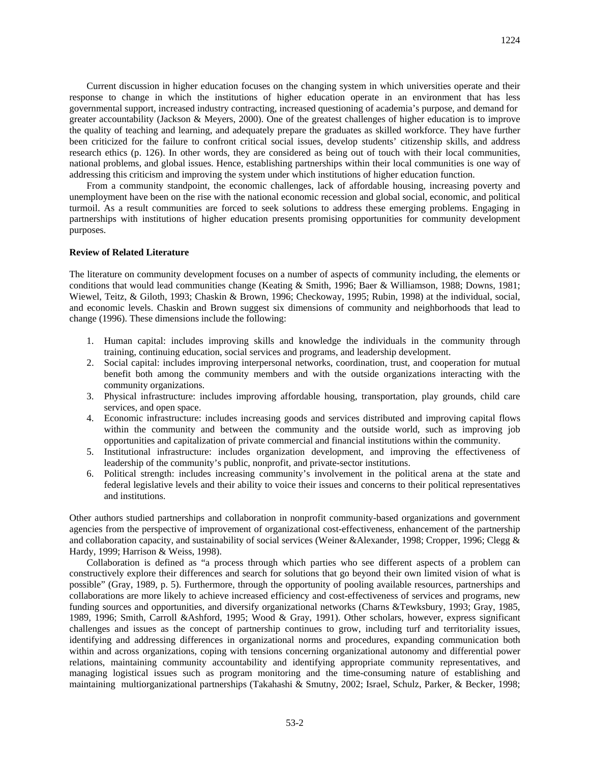Current discussion in higher education focuses on the changing system in which universities operate and their response to change in which the institutions of higher education operate in an environment that has less governmental support, increased industry contracting, increased questioning of academia's purpose, and demand for greater accountability (Jackson & Meyers, 2000). One of the greatest challenges of higher education is to improve the quality of teaching and learning, and adequately prepare the graduates as skilled workforce. They have further been criticized for the failure to confront critical social issues, develop students' citizenship skills, and address research ethics (p. 126). In other words, they are considered as being out of touch with their local communities, national problems, and global issues. Hence, establishing partnerships within their local communities is one way of addressing this criticism and improving the system under which institutions of higher education function.

From a community standpoint, the economic challenges, lack of affordable housing, increasing poverty and unemployment have been on the rise with the national economic recession and global social, economic, and political turmoil. As a result communities are forced to seek solutions to address these emerging problems. Engaging in partnerships with institutions of higher education presents promising opportunities for community development purposes.

**Review of Related Literature**

The literature on community development focuses on a number of aspects of community including, the elements or conditions that would lead communities change (Keating & Smith, 1996; Baer & Williamson, 1988; Downs, 1981; Wiewel, Teitz, & Giloth, 1993; Chaskin & Brown, 1996; Checkoway, 1995; Rubin, 1998) at the individual, social, and economic levels. Chaskin and Brown suggest six dimensions of community and neighborhoods that lead to change (1996). These dimensions include the following:

1. Human capital: includes improving skills and knowledge the individuals in the community through training, continuing education, social services and programs, and leadership development.
2. Social capital: includes improving interpersonal networks, coordination, trust, and cooperation for mutual benefit both among the community members and with the outside organizations interacting with the community organizations.
3. Physical infrastructure: includes improving affordable housing, transportation, play grounds, child care services, and open space.
4. Economic infrastructure: includes increasing goods and services distributed and improving capital flows within the community and between the community and the outside world, such as improving job opportunities and capitalization of private commercial and financial institutions within the community.
5. Institutional infrastructure: includes organization development, and improving the effectiveness of leadership of the community's public, nonprofit, and private-sector institutions.
6. Political strength: includes increasing community's involvement in the political arena at the state and federal legislative levels and their ability to voice their issues and concerns to their political representatives and institutions.

Other authors studied partnerships and collaboration in nonprofit community-based organizations and government agencies from the perspective of improvement of organizational cost-effectiveness, enhancement of the partnership and collaboration capacity, and sustainability of social services (Weiner &Alexander, 1998; Cropper, 1996; Clegg & Hardy, 1999; Harrison & Weiss, 1998).

Collaboration is defined as "a process through which parties who see different aspects of a problem can constructively explore their differences and search for solutions that go beyond their own limited vision of what is possible" (Gray, 1989, p. 5). Furthermore, through the opportunity of pooling available resources, partnerships and collaborations are more likely to achieve increased efficiency and cost-effectiveness of services and programs, new funding sources and opportunities, and diversify organizational networks (Charns &Tewksbury, 1993; Gray, 1985, 1989, 1996; Smith, Carroll &Ashford, 1995; Wood & Gray, 1991). Other scholars, however, express significant challenges and issues as the concept of partnership continues to grow, including turf and territoriality issues, identifying and addressing differences in organizational norms and procedures, expanding communication both within and across organizations, coping with tensions concerning organizational autonomy and differential power relations, maintaining community accountability and identifying appropriate community representatives, and managing logistical issues such as program monitoring and the time-consuming nature of establishing and maintaining multiorganizational partnerships (Takahashi & Smutny, 2002; Israel, Schulz, Parker, & Becker, 1998;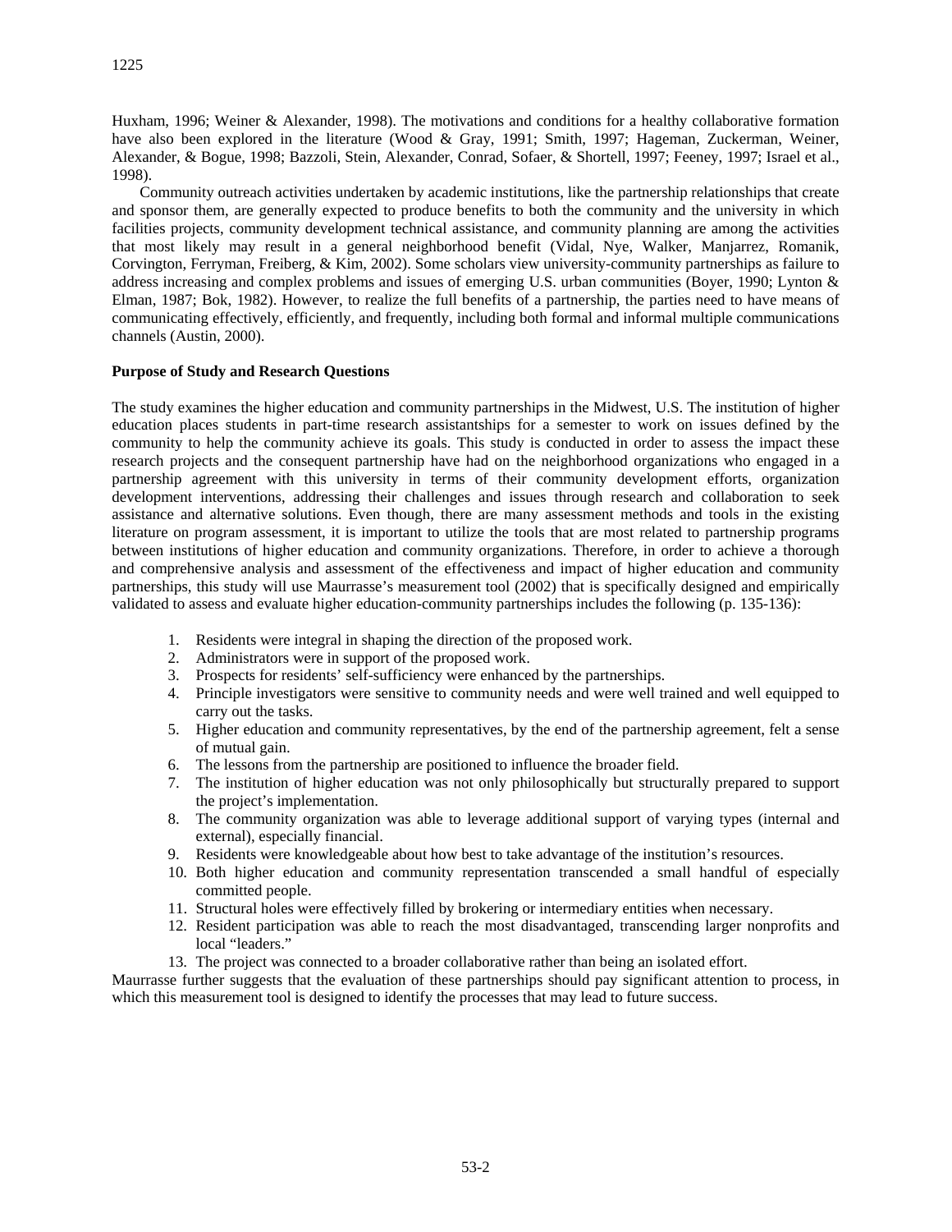Huxham, 1996; Weiner & Alexander, 1998). The motivations and conditions for a healthy collaborative formation have also been explored in the literature (Wood & Gray, 1991; Smith, 1997; Hageman, Zuckerman, Weiner, Alexander, & Bogue, 1998; Bazzoli, Stein, Alexander, Conrad, Sofaer, & Shortell, 1997; Feeney, 1997; Israel et al., 1998).

Community outreach activities undertaken by academic institutions, like the partnership relationships that create and sponsor them, are generally expected to produce benefits to both the community and the university in which facilities projects, community development technical assistance, and community planning are among the activities that most likely may result in a general neighborhood benefit (Vidal, Nye, Walker, Manjarrez, Romanik, Corvington, Ferryman, Freiberg, & Kim, 2002). Some scholars view university-community partnerships as failure to address increasing and complex problems and issues of emerging U.S. urban communities (Boyer, 1990; Lynton & Elman, 1987; Bok, 1982). However, to realize the full benefits of a partnership, the parties need to have means of communicating effectively, efficiently, and frequently, including both formal and informal multiple communications channels (Austin, 2000).

**Purpose of Study and Research Questions**

The study examines the higher education and community partnerships in the Midwest, U.S. The institution of higher education places students in part-time research assistantships for a semester to work on issues defined by the community to help the community achieve its goals. This study is conducted in order to assess the impact these research projects and the consequent partnership have had on the neighborhood organizations who engaged in a partnership agreement with this university in terms of their community development efforts, organization development interventions, addressing their challenges and issues through research and collaboration to seek assistance and alternative solutions. Even though, there are many assessment methods and tools in the existing literature on program assessment, it is important to utilize the tools that are most related to partnership programs between institutions of higher education and community organizations. Therefore, in order to achieve a thorough and comprehensive analysis and assessment of the effectiveness and impact of higher education and community partnerships, this study will use Maurrasse's measurement tool (2002) that is specifically designed and empirically validated to assess and evaluate higher education-community partnerships includes the following (p. 135-136):

1. Residents were integral in shaping the direction of the proposed work.
2. Administrators were in support of the proposed work.
3. Prospects for residents' self-sufficiency were enhanced by the partnerships.
4. Principle investigators were sensitive to community needs and were well trained and well equipped to carry out the tasks.
5. Higher education and community representatives, by the end of the partnership agreement, felt a sense of mutual gain.
6. The lessons from the partnership are positioned to influence the broader field.
7. The institution of higher education was not only philosophically but structurally prepared to support the project's implementation.
8. The community organization was able to leverage additional support of varying types (internal and external), especially financial.
9. Residents were knowledgeable about how best to take advantage of the institution's resources.
10. Both higher education and community representation transcended a small handful of especially committed people.
11. Structural holes were effectively filled by brokering or intermediary entities when necessary.
12. Resident participation was able to reach the most disadvantaged, transcending larger nonprofits and local "leaders."
13. The project was connected to a broader collaborative rather than being an isolated effort.

Maurrasse further suggests that the evaluation of these partnerships should pay significant attention to process, in which this measurement tool is designed to identify the processes that may lead to future success.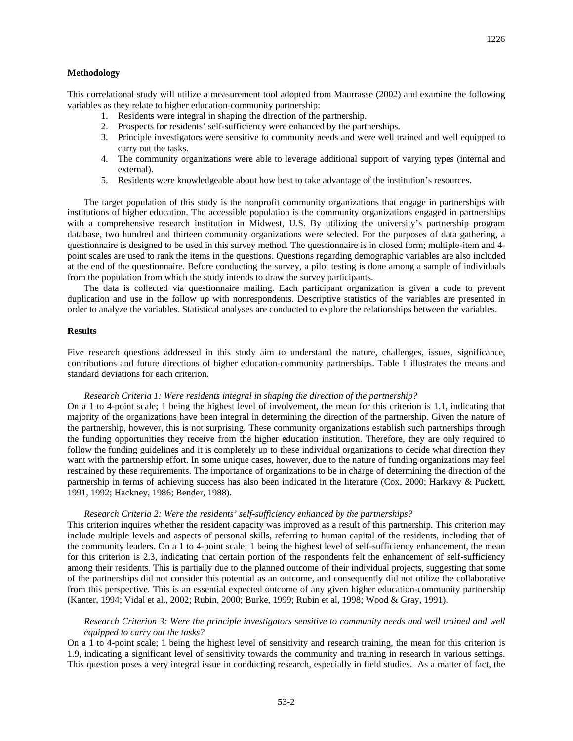**Methodology**

This correlational study will utilize a measurement tool adopted from Maurrasse (2002) and examine the following variables as they relate to higher education-community partnership:

1. Residents were integral in shaping the direction of the partnership.
2. Prospects for residents' self-sufficiency were enhanced by the partnerships.
3. Principle investigators were sensitive to community needs and were well trained and well equipped to carry out the tasks.
4. The community organizations were able to leverage additional support of varying types (internal and external).
5. Residents were knowledgeable about how best to take advantage of the institution's resources.

The target population of this study is the nonprofit community organizations that engage in partnerships with institutions of higher education. The accessible population is the community organizations engaged in partnerships with a comprehensive research institution in Midwest, U.S. By utilizing the university's partnership program database, two hundred and thirteen community organizations were selected. For the purposes of data gathering, a questionnaire is designed to be used in this survey method. The questionnaire is in closed form; multiple-item and 4-point scales are used to rank the items in the questions. Questions regarding demographic variables are also included at the end of the questionnaire. Before conducting the survey, a pilot testing is done among a sample of individuals from the population from which the study intends to draw the survey participants.

The data is collected via questionnaire mailing. Each participant organization is given a code to prevent duplication and use in the follow up with nonrespondents. Descriptive statistics of the variables are presented in order to analyze the variables. Statistical analyses are conducted to explore the relationships between the variables.

**Results**

Five research questions addressed in this study aim to understand the nature, challenges, issues, significance, contributions and future directions of higher education-community partnerships. Table 1 illustrates the means and standard deviations for each criterion.

*Research Criteria 1: Were residents integral in shaping the direction of the partnership?*

On a 1 to 4-point scale; 1 being the highest level of involvement, the mean for this criterion is 1.1, indicating that majority of the organizations have been integral in determining the direction of the partnership. Given the nature of the partnership, however, this is not surprising. These community organizations establish such partnerships through the funding opportunities they receive from the higher education institution. Therefore, they are only required to follow the funding guidelines and it is completely up to these individual organizations to decide what direction they want with the partnership effort. In some unique cases, however, due to the nature of funding organizations may feel restrained by these requirements. The importance of organizations to be in charge of determining the direction of the partnership in terms of achieving success has also been indicated in the literature (Cox, 2000; Harkavy & Puckett, 1991, 1992; Hackney, 1986; Bender, 1988).

*Research Criteria 2: Were the residents' self-sufficiency enhanced by the partnerships?*

This criterion inquires whether the resident capacity was improved as a result of this partnership. This criterion may include multiple levels and aspects of personal skills, referring to human capital of the residents, including that of the community leaders. On a 1 to 4-point scale; 1 being the highest level of self-sufficiency enhancement, the mean for this criterion is 2.3, indicating that certain portion of the respondents felt the enhancement of self-sufficiency among their residents. This is partially due to the planned outcome of their individual projects, suggesting that some of the partnerships did not consider this potential as an outcome, and consequently did not utilize the collaborative from this perspective. This is an essential expected outcome of any given higher education-community partnership (Kanter, 1994; Vidal et al., 2002; Rubin, 2000; Burke, 1999; Rubin et al, 1998; Wood & Gray, 1991).

*Research Criterion 3: Were the principle investigators sensitive to community needs and well trained and well equipped to carry out the tasks?*

On a 1 to 4-point scale; 1 being the highest level of sensitivity and research training, the mean for this criterion is 1.9, indicating a significant level of sensitivity towards the community and training in research in various settings. This question poses a very integral issue in conducting research, especially in field studies. As a matter of fact, the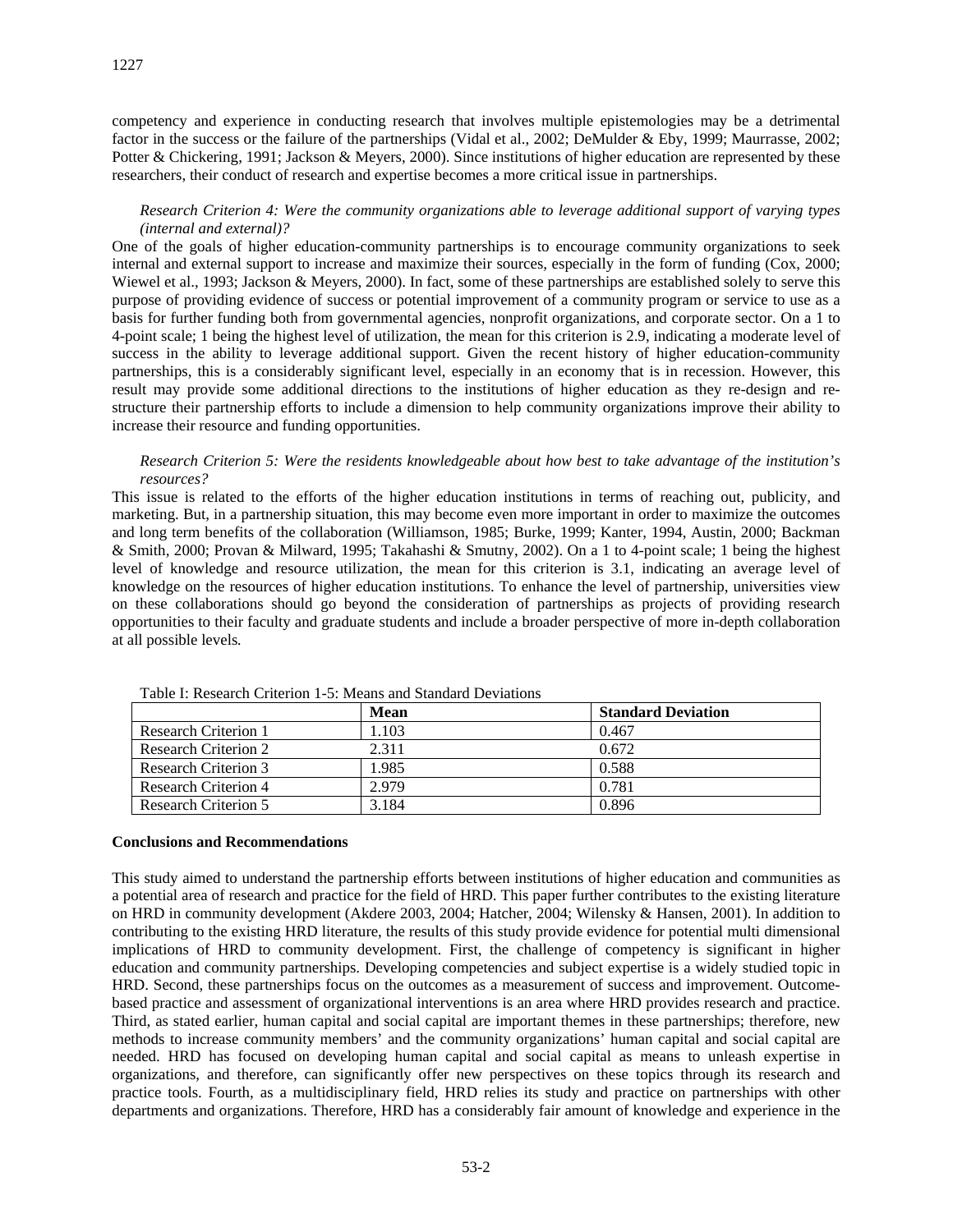competency and experience in conducting research that involves multiple epistemologies may be a detrimental factor in the success or the failure of the partnerships (Vidal et al., 2002; DeMulder & Eby, 1999; Maurrasse, 2002; Potter & Chickering, 1991; Jackson & Meyers, 2000). Since institutions of higher education are represented by these researchers, their conduct of research and expertise becomes a more critical issue in partnerships.

*Research Criterion 4: Were the community organizations able to leverage additional support of varying types (internal and external)?*

One of the goals of higher education-community partnerships is to encourage community organizations to seek internal and external support to increase and maximize their sources, especially in the form of funding (Cox, 2000; Wiewel et al., 1993; Jackson & Meyers, 2000). In fact, some of these partnerships are established solely to serve this purpose of providing evidence of success or potential improvement of a community program or service to use as a basis for further funding both from governmental agencies, nonprofit organizations, and corporate sector. On a 1 to 4-point scale; 1 being the highest level of utilization, the mean for this criterion is 2.9, indicating a moderate level of success in the ability to leverage additional support. Given the recent history of higher education-community partnerships, this is a considerably significant level, especially in an economy that is in recession. However, this result may provide some additional directions to the institutions of higher education as they re-design and re-structure their partnership efforts to include a dimension to help community organizations improve their ability to increase their resource and funding opportunities.

*Research Criterion 5: Were the residents knowledgeable about how best to take advantage of the institution's resources?*

This issue is related to the efforts of the higher education institutions in terms of reaching out, publicity, and marketing. But, in a partnership situation, this may become even more important in order to maximize the outcomes and long term benefits of the collaboration (Williamson, 1985; Burke, 1999; Kanter, 1994, Austin, 2000; Backman & Smith, 2000; Provan & Milward, 1995; Takahashi & Smutny, 2002). On a 1 to 4-point scale; 1 being the highest level of knowledge and resource utilization, the mean for this criterion is 3.1, indicating an average level of knowledge on the resources of higher education institutions. To enhance the level of partnership, universities view on these collaborations should go beyond the consideration of partnerships as projects of providing research opportunities to their faculty and graduate students and include a broader perspective of more in-depth collaboration at all possible levels.

Table I: Research Criterion 1-5: Means and Standard Deviations

| | Mean | Standard Deviation |
|---|---|---|
| Research Criterion 1 | 1.103 | 0.467 |
| Research Criterion 2 | 2.311 | 0.672 |
| Research Criterion 3 | 1.985 | 0.588 |
| Research Criterion 4 | 2.979 | 0.781 |
| Research Criterion 5 | 3.184 | 0.896 |

## Conclusions and Recommendations

This study aimed to understand the partnership efforts between institutions of higher education and communities as a potential area of research and practice for the field of HRD. This paper further contributes to the existing literature on HRD in community development (Akdere 2003, 2004; Hatcher, 2004; Wilensky & Hansen, 2001). In addition to contributing to the existing HRD literature, the results of this study provide evidence for potential multi dimensional implications of HRD to community development. First, the challenge of competency is significant in higher education and community partnerships. Developing competencies and subject expertise is a widely studied topic in HRD. Second, these partnerships focus on the outcomes as a measurement of success and improvement. Outcome-based practice and assessment of organizational interventions is an area where HRD provides research and practice. Third, as stated earlier, human capital and social capital are important themes in these partnerships; therefore, new methods to increase community members' and the community organizations' human capital and social capital are needed. HRD has focused on developing human capital and social capital as means to unleash expertise in organizations, and therefore, can significantly offer new perspectives on these topics through its research and practice tools. Fourth, as a multidisciplinary field, HRD relies its study and practice on partnerships with other departments and organizations. Therefore, HRD has a considerably fair amount of knowledge and experience in the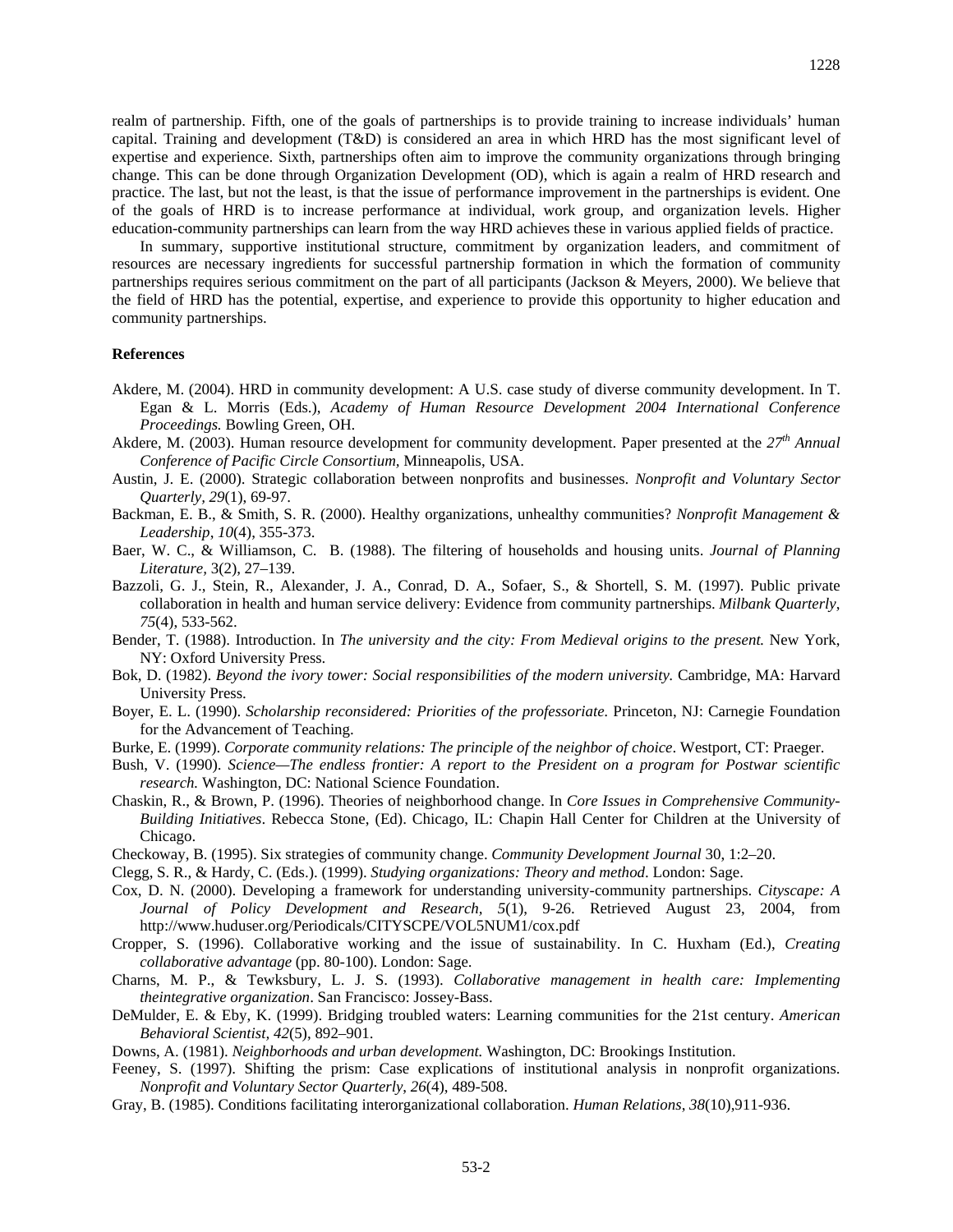realm of partnership. Fifth, one of the goals of partnerships is to provide training to increase individuals' human capital. Training and development (T&D) is considered an area in which HRD has the most significant level of expertise and experience. Sixth, partnerships often aim to improve the community organizations through bringing change. This can be done through Organization Development (OD), which is again a realm of HRD research and practice. The last, but not the least, is that the issue of performance improvement in the partnerships is evident. One of the goals of HRD is to increase performance at individual, work group, and organization levels. Higher education-community partnerships can learn from the way HRD achieves these in various applied fields of practice.

In summary, supportive institutional structure, commitment by organization leaders, and commitment of resources are necessary ingredients for successful partnership formation in which the formation of community partnerships requires serious commitment on the part of all participants (Jackson & Meyers, 2000). We believe that the field of HRD has the potential, expertise, and experience to provide this opportunity to higher education and community partnerships.

**References**

Akdere, M. (2004). HRD in community development: A U.S. case study of diverse community development. In T. Egan & L. Morris (Eds.), *Academy of Human Resource Development 2004 International Conference Proceedings.* Bowling Green, OH.

Akdere, M. (2003). Human resource development for community development. Paper presented at the *27th Annual Conference of Pacific Circle Consortium*, Minneapolis, USA.

Austin, J. E. (2000). Strategic collaboration between nonprofits and businesses. *Nonprofit and Voluntary Sector Quarterly, 29*(1), 69-97.

Backman, E. B., & Smith, S. R. (2000). Healthy organizations, unhealthy communities? *Nonprofit Management & Leadership*, *10*(4), 355-373.

Baer, W. C., & Williamson, C. B. (1988). The filtering of households and housing units. *Journal of Planning Literature,* 3(2), 27–139.

Bazzoli, G. J., Stein, R., Alexander, J. A., Conrad, D. A., Sofaer, S., & Shortell, S. M. (1997). Public private collaboration in health and human service delivery: Evidence from community partnerships. *Milbank Quarterly, 75*(4), 533-562.

Bender, T. (1988). Introduction. In *The university and the city: From Medieval origins to the present.* New York, NY: Oxford University Press.

Bok, D. (1982). *Beyond the ivory tower: Social responsibilities of the modern university.* Cambridge, MA: Harvard University Press.

Boyer, E. L. (1990). *Scholarship reconsidered: Priorities of the professoriate.* Princeton, NJ: Carnegie Foundation for the Advancement of Teaching.

Burke, E. (1999). *Corporate community relations: The principle of the neighbor of choice*. Westport, CT: Praeger.

Bush, V. (1990). *Science—The endless frontier: A report to the President on a program for Postwar scientific research.* Washington, DC: National Science Foundation.

Chaskin, R., & Brown, P. (1996). Theories of neighborhood change. In *Core Issues in Comprehensive Community-Building Initiatives*. Rebecca Stone, (Ed). Chicago, IL: Chapin Hall Center for Children at the University of Chicago.

Checkoway, B. (1995). Six strategies of community change. *Community Development Journal* 30, 1:2–20.

Clegg, S. R., & Hardy, C. (Eds.). (1999). *Studying organizations: Theory and method*. London: Sage.

Cox, D. N. (2000). Developing a framework for understanding university-community partnerships. *Cityscape: A Journal of Policy Development and Research, 5*(1), 9-26. Retrieved August 23, 2004, from http://www.huduser.org/Periodicals/CITYSCPE/VOL5NUM1/cox.pdf

Cropper, S. (1996). Collaborative working and the issue of sustainability. In C. Huxham (Ed.), *Creating collaborative advantage* (pp. 80-100). London: Sage.

Charns, M. P., & Tewksbury, L. J. S. (1993). *Collaborative management in health care: Implementing theintegrative organization*. San Francisco: Jossey-Bass.

DeMulder, E. & Eby, K. (1999). Bridging troubled waters: Learning communities for the 21st century. *American Behavioral Scientist, 42*(5), 892–901.

Downs, A. (1981). *Neighborhoods and urban development.* Washington, DC: Brookings Institution.

Feeney, S. (1997). Shifting the prism: Case explications of institutional analysis in nonprofit organizations. *Nonprofit and Voluntary Sector Quarterly*, *26*(4), 489-508.

Gray, B. (1985). Conditions facilitating interorganizational collaboration. *Human Relations*, *38*(10),911-936.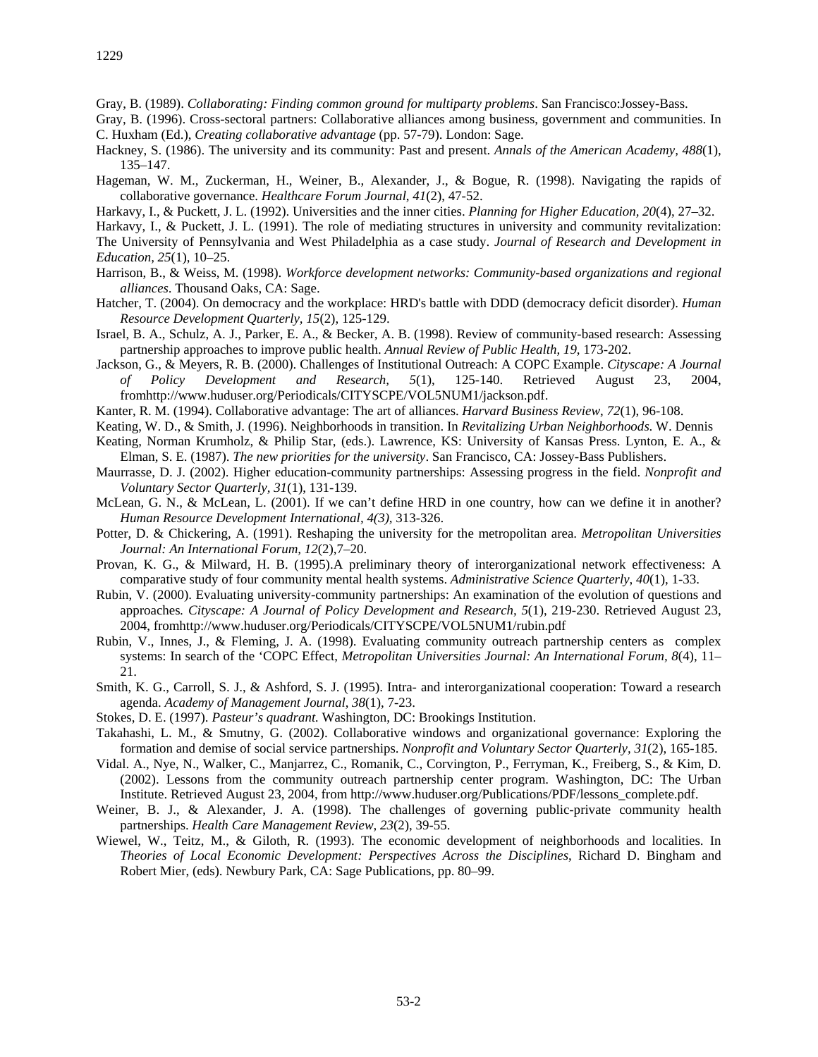Gray, B. (1989). *Collaborating: Finding common ground for multiparty problems*. San Francisco:Jossey-Bass.

Gray, B. (1996). Cross-sectoral partners: Collaborative alliances among business, government and communities. In C. Huxham (Ed.), *Creating collaborative advantage* (pp. 57-79). London: Sage.

Hackney, S. (1986). The university and its community: Past and present. *Annals of the American Academy*, *488*(1), 135–147.

Hageman, W. M., Zuckerman, H., Weiner, B., Alexander, J., & Bogue, R. (1998). Navigating the rapids of collaborative governance. *Healthcare Forum Journal*, *41*(2), 47-52.

Harkavy, I., & Puckett, J. L. (1992). Universities and the inner cities. *Planning for Higher Education, 20*(4), 27–32.

Harkavy, I., & Puckett, J. L. (1991). The role of mediating structures in university and community revitalization: The University of Pennsylvania and West Philadelphia as a case study. *Journal of Research and Development in Education, 25*(1), 10–25.

Harrison, B., & Weiss, M. (1998). *Workforce development networks: Community-based organizations and regional alliances*. Thousand Oaks, CA: Sage.

Hatcher, T. (2004). On democracy and the workplace: HRD's battle with DDD (democracy deficit disorder). *Human Resource Development Quarterly, 15*(2), 125-129.

Israel, B. A., Schulz, A. J., Parker, E. A., & Becker, A. B. (1998). Review of community-based research: Assessing partnership approaches to improve public health. *Annual Review of Public Health, 19,* 173-202.

Jackson, G., & Meyers, R. B. (2000). Challenges of Institutional Outreach: A COPC Example. *Cityscape: A Journal of Policy Development and Research, 5*(1), 125-140. Retrieved August 23, 2004, fromhttp://www.huduser.org/Periodicals/CITYSCPE/VOL5NUM1/jackson.pdf.

Kanter, R. M. (1994). Collaborative advantage: The art of alliances. *Harvard Business Review*, *72*(1), 96-108.

Keating, W. D., & Smith, J. (1996). Neighborhoods in transition. In *Revitalizing Urban Neighborhoods.* W. Dennis Keating, Norman Krumholz, & Philip Star, (eds.). Lawrence, KS: University of Kansas Press. Lynton, E. A., & Elman, S. E. (1987). *The new priorities for the university*. San Francisco, CA: Jossey-Bass Publishers.

Maurrasse, D. J. (2002). Higher education-community partnerships: Assessing progress in the field. *Nonprofit and Voluntary Sector Quarterly*, *31*(1), 131-139.

McLean, G. N., & McLean, L. (2001). If we can't define HRD in one country, how can we define it in another? *Human Resource Development International, 4(3),* 313-326.

Potter, D. & Chickering, A. (1991). Reshaping the university for the metropolitan area. *Metropolitan Universities Journal: An International Forum, 12*(2),7–20.

Provan, K. G., & Milward, H. B. (1995).A preliminary theory of interorganizational network effectiveness: A comparative study of four community mental health systems. *Administrative Science Quarterly*, *40*(1), 1-33.

Rubin, V. (2000). Evaluating university-community partnerships: An examination of the evolution of questions and approaches*. Cityscape: A Journal of Policy Development and Research, 5*(1), 219-230. Retrieved August 23, 2004, fromhttp://www.huduser.org/Periodicals/CITYSCPE/VOL5NUM1/rubin.pdf

Rubin, V., Innes, J., & Fleming, J. A. (1998). Evaluating community outreach partnership centers as complex systems: In search of the 'COPC Effect, *Metropolitan Universities Journal: An International Forum, 8*(4), 11–21.

Smith, K. G., Carroll, S. J., & Ashford, S. J. (1995). Intra- and interorganizational cooperation: Toward a research agenda. *Academy of Management Journal*, *38*(1), 7-23.

Stokes, D. E. (1997). *Pasteur's quadrant.* Washington, DC: Brookings Institution.

Takahashi, L. M., & Smutny, G. (2002). Collaborative windows and organizational governance: Exploring the formation and demise of social service partnerships. *Nonprofit and Voluntary Sector Quarterly, 31*(2), 165-185.

Vidal. A., Nye, N., Walker, C., Manjarrez, C., Romanik, C., Corvington, P., Ferryman, K., Freiberg, S., & Kim, D. (2002). Lessons from the community outreach partnership center program. Washington, DC: The Urban Institute. Retrieved August 23, 2004, from http://www.huduser.org/Publications/PDF/lessons_complete.pdf.

Weiner, B. J., & Alexander, J. A. (1998). The challenges of governing public-private community health partnerships. *Health Care Management Review*, *23*(2), 39-55.

Wiewel, W., Teitz, M., & Giloth, R. (1993). The economic development of neighborhoods and localities. In *Theories of Local Economic Development: Perspectives Across the Disciplines*, Richard D. Bingham and Robert Mier, (eds). Newbury Park, CA: Sage Publications, pp. 80–99.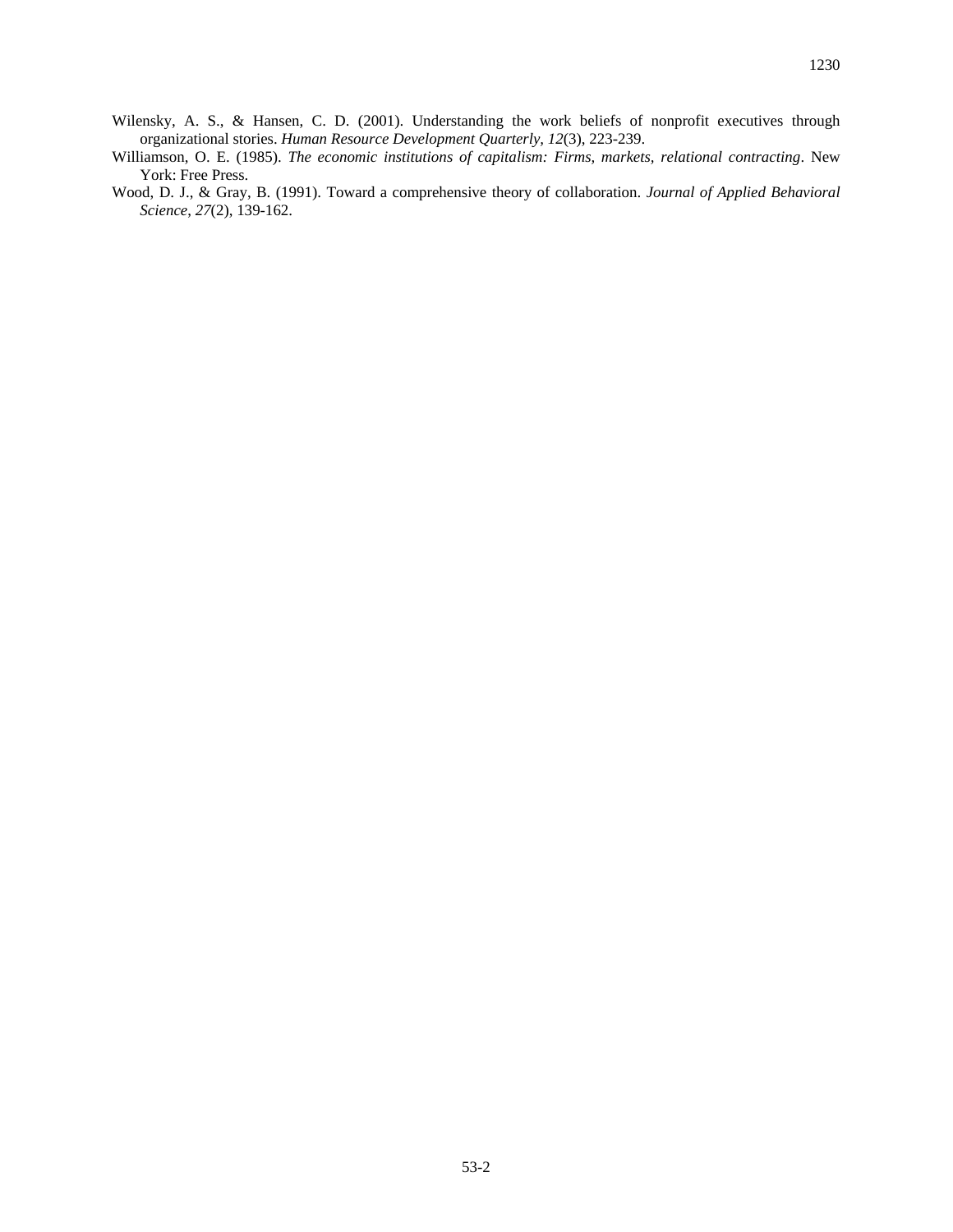Wilensky, A. S., & Hansen, C. D. (2001). Understanding the work beliefs of nonprofit executives through organizational stories. *Human Resource Development Quarterly, 12*(3), 223-239.

Williamson, O. E. (1985). *The economic institutions of capitalism: Firms, markets, relational contracting*. New York: Free Press.

Wood, D. J., & Gray, B. (1991). Toward a comprehensive theory of collaboration. *Journal of Applied Behavioral Science*, *27*(2), 139-162.